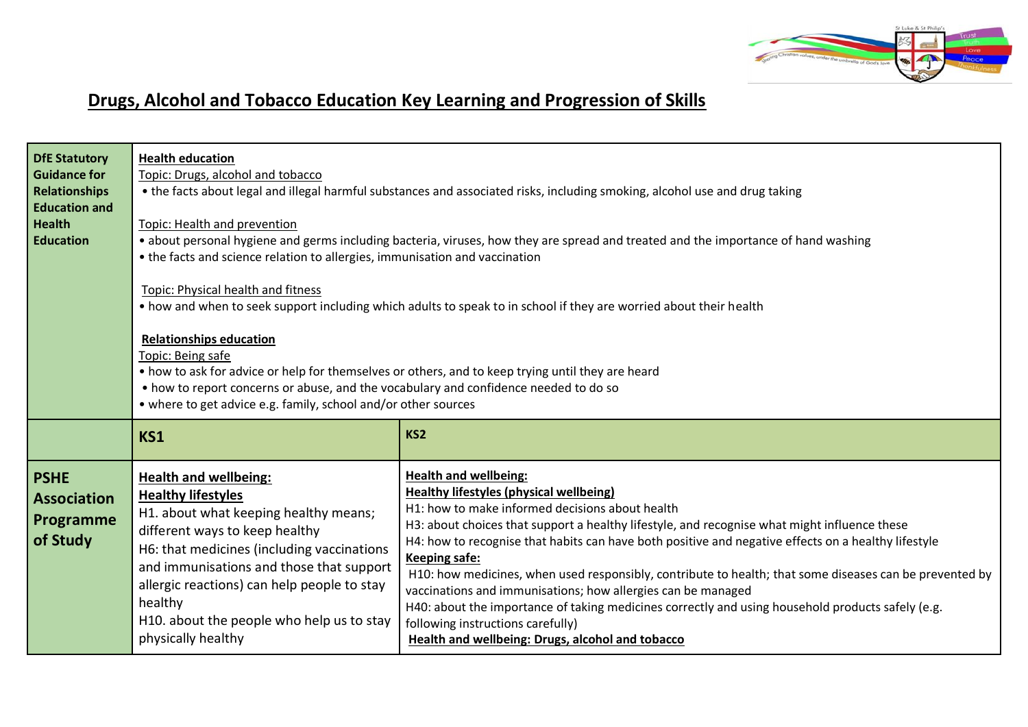# Drugs, Alcohol and Tobacco Education Key Learning and Progression of Skills

| **DfE Statutory Guidance for Relationships Education and Health Education** | **Health education**<br>Topic: Drugs, alcohol and tobacco<br>• the facts about legal and illegal harmful substances and associated risks, including smoking, alcohol use and drug taking<br><br>Topic: Health and prevention<br>• about personal hygiene and germs including bacteria, viruses, how they are spread and treated and the importance of hand washing<br>• the facts and science relation to allergies, immunisation and vaccination<br><br>Topic: Physical health and fitness<br>• how and when to seek support including which adults to speak to in school if they are worried about their health<br><br>**Relationships education**<br>Topic: Being safe<br>• how to ask for advice or help for themselves or others, and to keep trying until they are heard<br>• how to report concerns or abuse, and the vocabulary and confidence needed to do so<br>• where to get advice e.g. family, school and/or other sources | |
|---|---|---|
| | **KS1** | **KS2** |
| **PSHE Association Programme of Study** | **Health and wellbeing:**<br>**Healthy lifestyles**<br>H1. about what keeping healthy means; different ways to keep healthy<br>H6: that medicines (including vaccinations and immunisations and those that support allergic reactions) can help people to stay healthy<br>H10. about the people who help us to stay physically healthy | **Health and wellbeing:**<br>**Healthy lifestyles (physical wellbeing)**<br>H1: how to make informed decisions about health<br>H3: about choices that support a healthy lifestyle, and recognise what might influence these<br>H4: how to recognise that habits can have both positive and negative effects on a healthy lifestyle<br>**Keeping safe:**<br>H10: how medicines, when used responsibly, contribute to health; that some diseases can be prevented by vaccinations and immunisations; how allergies can be managed<br>H40: about the importance of taking medicines correctly and using household products safely (e.g. following instructions carefully)<br>**Health and wellbeing: Drugs, alcohol and tobacco** |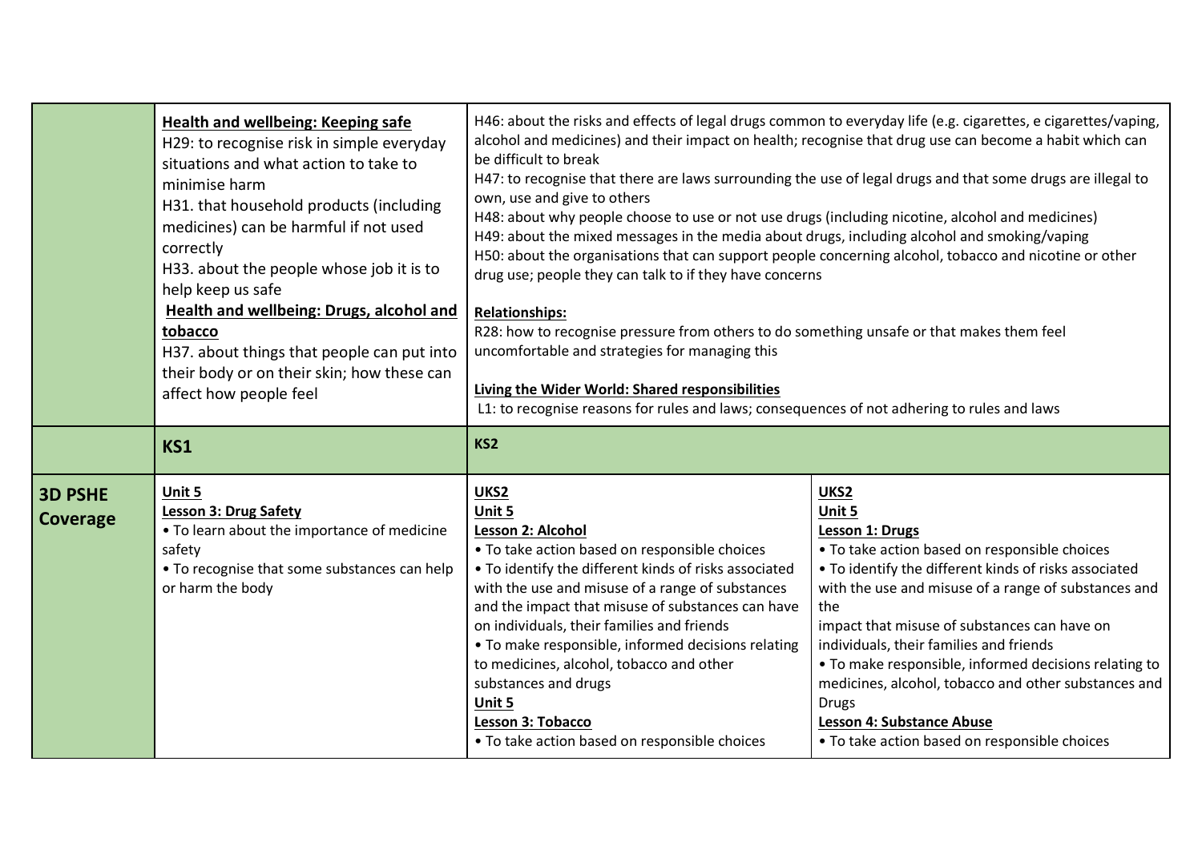| | KS1 | KS2 | |
|---|---|---|---|
| | **Health and wellbeing: Keeping safe**<br>H29: to recognise risk in simple everyday situations and what action to take to minimise harm<br>H31. that household products (including medicines) can be harmful if not used correctly<br>H33. about the people whose job it is to help keep us safe<br>**Health and wellbeing: Drugs, alcohol and tobacco**<br>H37. about things that people can put into their body or on their skin; how these can affect how people feel | H46: about the risks and effects of legal drugs common to everyday life (e.g. cigarettes, e cigarettes/vaping, alcohol and medicines) and their impact on health; recognise that drug use can become a habit which can be difficult to break<br>H47: to recognise that there are laws surrounding the use of legal drugs and that some drugs are illegal to own, use and give to others<br>H48: about why people choose to use or not use drugs (including nicotine, alcohol and medicines)<br>H49: about the mixed messages in the media about drugs, including alcohol and smoking/vaping<br>H50: about the organisations that can support people concerning alcohol, tobacco and nicotine or other drug use; people they can talk to if they have concerns<br><br>**Relationships:**<br>R28: how to recognise pressure from others to do something unsafe or that makes them feel uncomfortable and strategies for managing this<br><br>**Living the Wider World: Shared responsibilities**<br>L1: to recognise reasons for rules and laws; consequences of not adhering to rules and laws | |
| | **KS1** | **KS2** | |
| **3D PSHE Coverage** | **Unit 5**<br>**Lesson 3: Drug Safety**<br>• To learn about the importance of medicine safety<br>• To recognise that some substances can help or harm the body | **UKS2**<br>**Unit 5**<br>**Lesson 2: Alcohol**<br>• To take action based on responsible choices<br>• To identify the different kinds of risks associated with the use and misuse of a range of substances and the impact that misuse of substances can have on individuals, their families and friends<br>• To make responsible, informed decisions relating to medicines, alcohol, tobacco and other substances and drugs<br>**Unit 5**<br>**Lesson 3: Tobacco**<br>• To take action based on responsible choices | **UKS2**<br>**Unit 5**<br>**Lesson 1: Drugs**<br>• To take action based on responsible choices<br>• To identify the different kinds of risks associated with the use and misuse of a range of substances and the impact that misuse of substances can have on individuals, their families and friends<br>• To make responsible, informed decisions relating to medicines, alcohol, tobacco and other substances and Drugs<br>**Lesson 4: Substance Abuse**<br>• To take action based on responsible choices |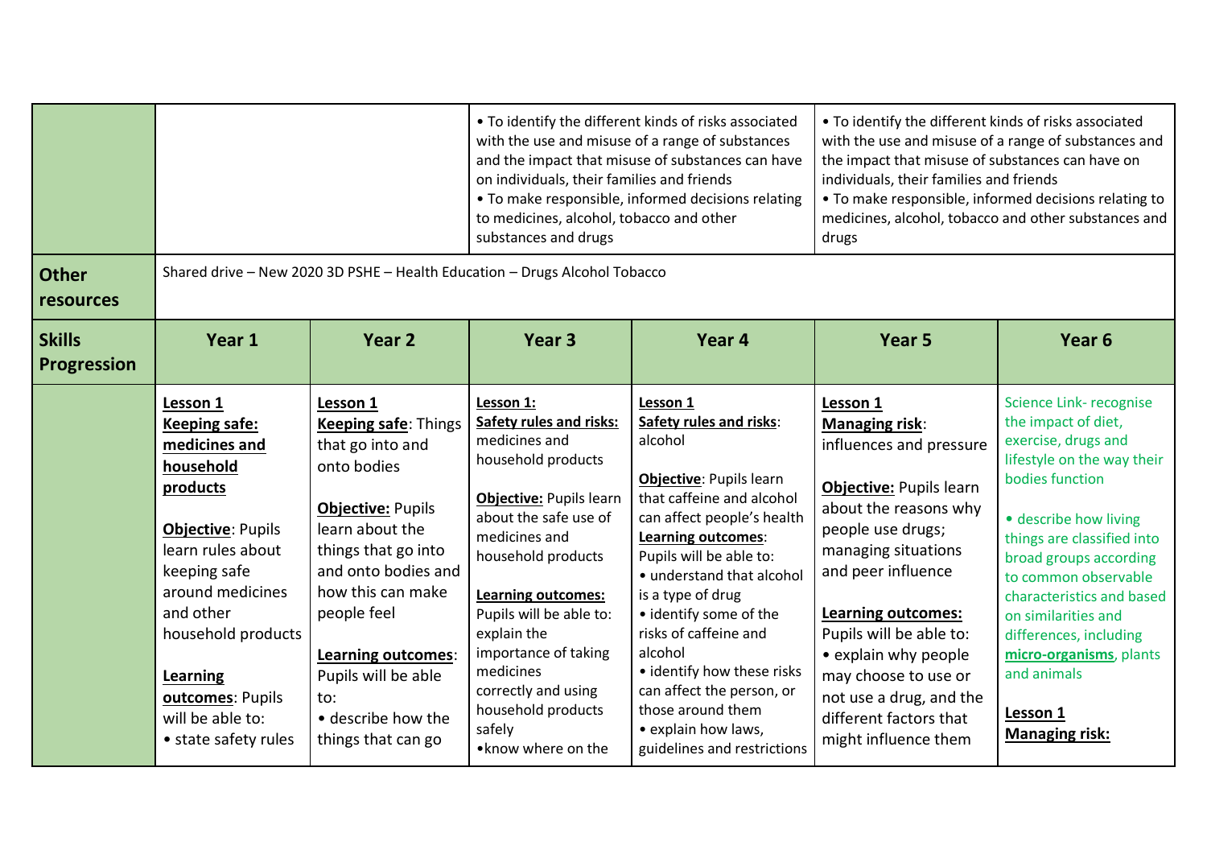| | | | | | | |
|---|---|---|---|---|---|---|
| | | | • To identify the different kinds of risks associated with the use and misuse of a range of substances and the impact that misuse of substances can have on individuals, their families and friends<br>• To make responsible, informed decisions relating to medicines, alcohol, tobacco and other substances and drugs | | • To identify the different kinds of risks associated with the use and misuse of a range of substances and the impact that misuse of substances can have on individuals, their families and friends<br>• To make responsible, informed decisions relating to medicines, alcohol, tobacco and other substances and drugs | |
| **Other resources** | Shared drive – New 2020 3D PSHE – Health Education – Drugs Alcohol Tobacco | | | | | |
| **Skills Progression** | **Year 1** | **Year 2** | **Year 3** | **Year 4** | **Year 5** | **Year 6** |
| | **Lesson 1**<br>**Keeping safe: medicines and household products**<br><br>**Objective**: Pupils learn rules about keeping safe around medicines and other household products<br><br>**Learning outcomes**: Pupils will be able to:<br>• state safety rules | **Lesson 1**<br>**Keeping safe**: Things that go into and onto bodies<br><br>**Objective:** Pupils learn about the things that go into and onto bodies and how this can make people feel<br><br>**Learning outcomes**: Pupils will be able to:<br>• describe how the things that can go | **Lesson 1:**<br>**Safety rules and risks:** medicines and household products<br><br>**Objective:** Pupils learn about the safe use of medicines and household products<br><br>**Learning outcomes:** Pupils will be able to: explain the importance of taking medicines correctly and using household products safely<br>•know where on the | **Lesson 1**<br>**Safety rules and risks**: alcohol<br><br>**Objective**: Pupils learn that caffeine and alcohol can affect people's health<br>**Learning outcomes**: Pupils will be able to:<br>• understand that alcohol is a type of drug<br>• identify some of the risks of caffeine and alcohol<br>• identify how these risks can affect the person, or those around them<br>• explain how laws, guidelines and restrictions | **Lesson 1**<br>**Managing risk**: influences and pressure<br><br>**Objective:** Pupils learn about the reasons why people use drugs; managing situations and peer influence<br><br>**Learning outcomes:** Pupils will be able to:<br>• explain why people may choose to use or not use a drug, and the different factors that might influence them | Science Link- recognise the impact of diet, exercise, drugs and lifestyle on the way their bodies function<br><br>• describe how living things are classified into broad groups according to common observable characteristics and based on similarities and differences, including **micro-organisms**, plants and animals<br><br>**Lesson 1**<br>**Managing risk:** |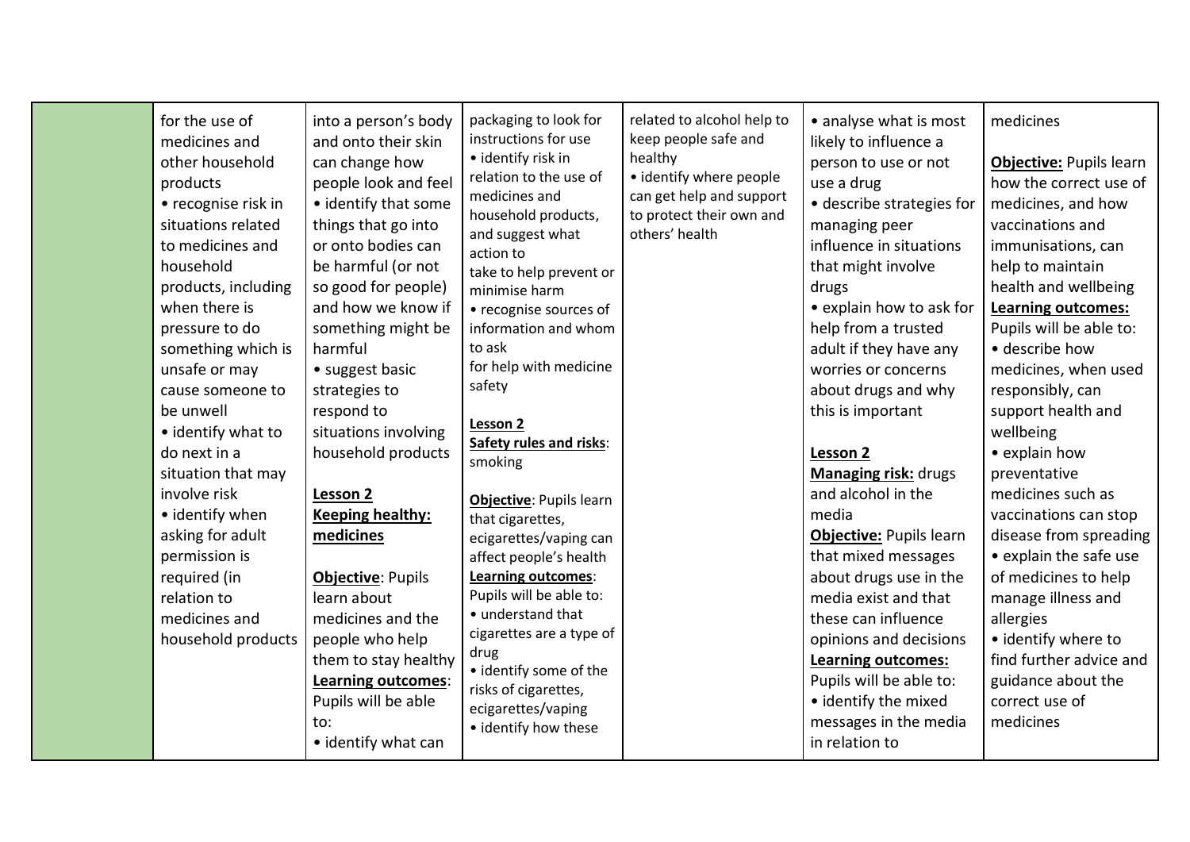|  | for the use of medicines and other household products<br>• recognise risk in situations related to medicines and household products, including when there is pressure to do something which is unsafe or may cause someone to be unwell<br>• identify what to do next in a situation that may involve risk<br>• identify when asking for adult permission is required (in relation to medicines and household products | into a person's body and onto their skin can change how people look and feel<br>• identify that some things that go into or onto bodies can be harmful (or not so good for people) and how we know if something might be harmful<br>• suggest basic strategies to respond to situations involving household products<br><br>**Lesson 2**<br>**Keeping healthy: medicines**<br><br>**Objective**: Pupils learn about medicines and the people who help them to stay healthy<br>**Learning outcomes**: Pupils will be able to:<br>• identify what can | packaging to look for instructions for use<br>• identify risk in relation to the use of medicines and household products, and suggest what action to take to help prevent or minimise harm<br>• recognise sources of information and whom to ask for help with medicine safety<br><br>**Lesson 2**<br>**Safety rules and risks**: smoking<br><br>**Objective**: Pupils learn that cigarettes, ecigarettes/vaping can affect people's health<br>**Learning outcomes**: Pupils will be able to:<br>• understand that cigarettes are a type of drug<br>• identify some of the risks of cigarettes, ecigarettes/vaping<br>• identify how these | related to alcohol help to keep people safe and healthy<br>• identify where people can get help and support to protect their own and others' health | • analyse what is most likely to influence a person to use or not use a drug<br>• describe strategies for managing peer influence in situations that might involve drugs<br>• explain how to ask for help from a trusted adult if they have any worries or concerns about drugs and why this is important<br><br>**Lesson 2**<br>**Managing risk:** drugs and alcohol in the media<br>**Objective:** Pupils learn that mixed messages about drugs use in the media exist and that these can influence opinions and decisions<br>**Learning outcomes:** Pupils will be able to:<br>• identify the mixed messages in the media in relation to | medicines<br><br>**Objective:** Pupils learn how the correct use of medicines, and how vaccinations and immunisations, can help to maintain health and wellbeing<br>**Learning outcomes:** Pupils will be able to:<br>• describe how medicines, when used responsibly, can support health and wellbeing<br>• explain how preventative medicines such as vaccinations can stop disease from spreading<br>• explain the safe use of medicines to help manage illness and allergies<br>• identify where to find further advice and guidance about the correct use of medicines |
|---|---|---|---|---|---|---|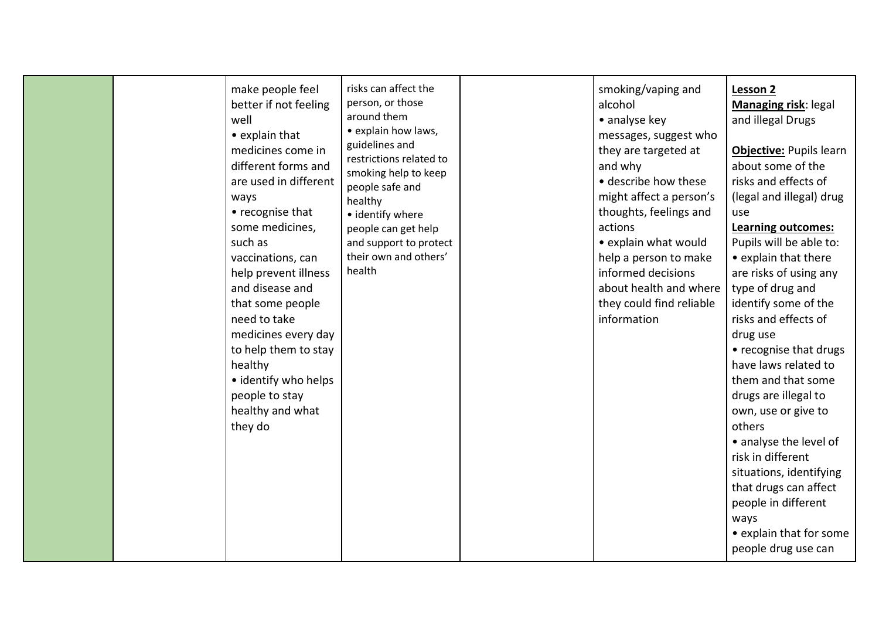| | | | | | | |
|---|---|---|---|---|---|---|
| | | make people feel better if not feeling well<br>• explain that medicines come in different forms and are used in different ways<br>• recognise that some medicines, such as vaccinations, can help prevent illness and disease and that some people need to take medicines every day to help them to stay healthy<br>• identify who helps people to stay healthy and what they do | risks can affect the person, or those around them<br>• explain how laws, guidelines and restrictions related to smoking help to keep people safe and healthy<br>• identify where people can get help and support to protect their own and others' health | | smoking/vaping and alcohol<br>• analyse key messages, suggest who they are targeted at and why<br>• describe how these might affect a person's thoughts, feelings and actions<br>• explain what would help a person to make informed decisions about health and where they could find reliable information | **Lesson 2**<br>**Managing risk**: legal and illegal Drugs<br><br>**Objective:** Pupils learn about some of the risks and effects of (legal and illegal) drug use<br>**Learning outcomes:**<br>Pupils will be able to:<br>• explain that there are risks of using any type of drug and identify some of the risks and effects of drug use<br>• recognise that drugs have laws related to them and that some drugs are illegal to own, use or give to others<br>• analyse the level of risk in different situations, identifying that drugs can affect people in different ways<br>• explain that for some people drug use can |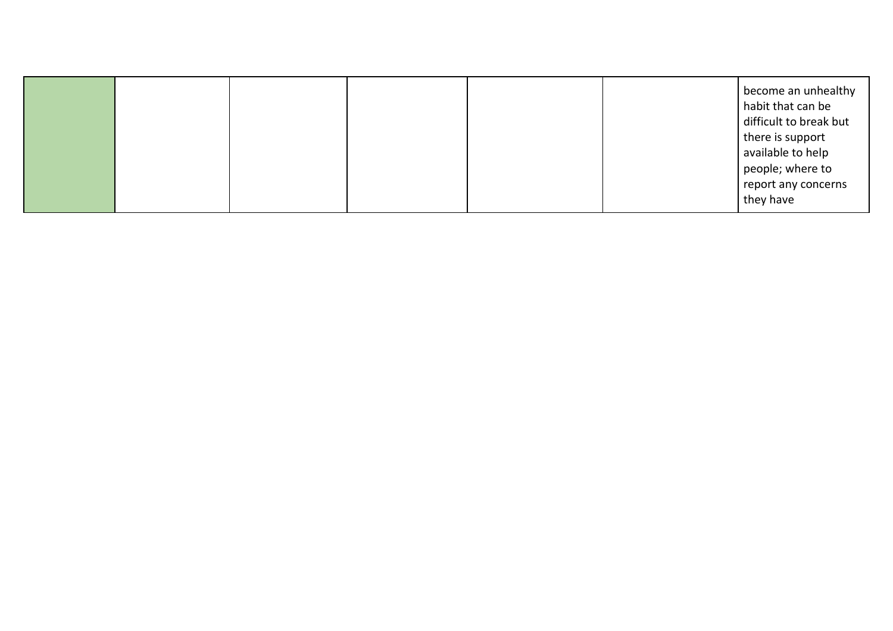| | | | | | | |
|---|---|---|---|---|---|---|
| | | | | | | become an unhealthy habit that can be difficult to break but there is support available to help people; where to report any concerns they have |